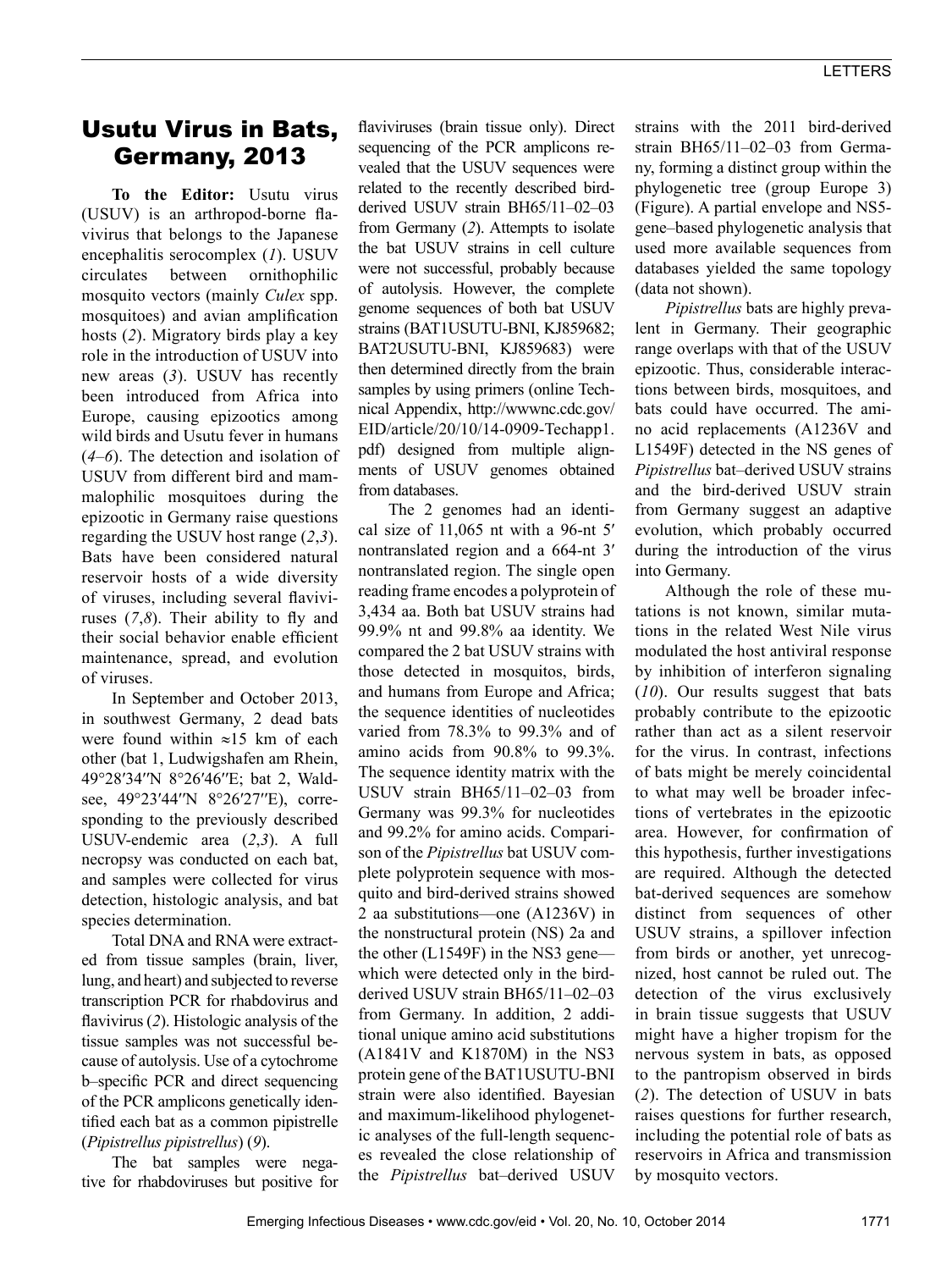# Usutu Virus in Bats, Germany, 2013

**To the Editor:** Usutu virus (USUV) is an arthropod-borne flavivirus that belongs to the Japanese encephalitis serocomplex (*1*). USUV circulates between ornithophilic mosquito vectors (mainly *Culex* spp. mosquitoes) and avian amplification hosts (*2*). Migratory birds play a key role in the introduction of USUV into new areas (*3*). USUV has recently been introduced from Africa into Europe, causing epizootics among wild birds and Usutu fever in humans (*4–6*). The detection and isolation of USUV from different bird and mammalophilic mosquitoes during the epizootic in Germany raise questions regarding the USUV host range (*2*,*3*). Bats have been considered natural reservoir hosts of a wide diversity of viruses, including several flaviviruses (*7*,*8*). Their ability to fly and their social behavior enable efficient maintenance, spread, and evolution of viruses.

In September and October 2013, in southwest Germany, 2 dead bats were found within ≈15 km of each other (bat 1, Ludwigshafen am Rhein, 49°28′34″N 8°26′46″E; bat 2, Waldsee, 49°23′44″N 8°26′27″E), corresponding to the previously described USUV-endemic area (*2*,*3*). A full necropsy was conducted on each bat, and samples were collected for virus detection, histologic analysis, and bat species determination.

Total DNA and RNA were extracted from tissue samples (brain, liver, lung, and heart) and subjected to reverse transcription PCR for rhabdovirus and flavivirus (*2*). Histologic analysis of the tissue samples was not successful because of autolysis. Use of a cytochrome b–specific PCR and direct sequencing of the PCR amplicons genetically identified each bat as a common pipistrelle (*Pipistrellus pipistrellus*) (*9*).

The bat samples were negative for rhabdoviruses but positive for flaviviruses (brain tissue only). Direct sequencing of the PCR amplicons revealed that the USUV sequences were related to the recently described bird-derived USUV strain BH65/11–02–03 from Germany (*2*). Attempts to isolate the bat USUV strains in cell culture were not successful, probably because of autolysis. However, the complete genome sequences of both bat USUV strains (BAT1USUTU-BNI, KJ859682; BAT2USUTU-BNI, KJ859683) were then determined directly from the brain samples by using primers (online Technical Appendix, http://wwwnc.cdc.gov/EID/article/20/10/14-0909-Techapp1.pdf) designed from multiple alignments of USUV genomes obtained from databases.

The 2 genomes had an identical size of 11,065 nt with a 96-nt 5′ nontranslated region and a 664-nt 3′ nontranslated region. The single open reading frame encodes a polyprotein of 3,434 aa. Both bat USUV strains had 99.9% nt and 99.8% aa identity. We compared the 2 bat USUV strains with those detected in mosquitos, birds, and humans from Europe and Africa; the sequence identities of nucleotides varied from 78.3% to 99.3% and of amino acids from 90.8% to 99.3%. The sequence identity matrix with the USUV strain BH65/11–02–03 from Germany was 99.3% for nucleotides and 99.2% for amino acids. Comparison of the *Pipistrellus* bat USUV complete polyprotein sequence with mosquito and bird-derived strains showed 2 aa substitutions—one (A1236V) in the nonstructural protein (NS) 2a and the other (L1549F) in the NS3 gene—which were detected only in the bird-derived USUV strain BH65/11–02–03 from Germany. In addition, 2 additional unique amino acid substitutions (A1841V and K1870M) in the NS3 protein gene of the BAT1USUTU-BNI strain were also identified. Bayesian and maximum-likelihood phylogenetic analyses of the full-length sequences revealed the close relationship of the *Pipistrellus* bat–derived USUV strains with the 2011 bird-derived strain BH65/11–02–03 from Germany, forming a distinct group within the phylogenetic tree (group Europe 3) (Figure). A partial envelope and NS5-gene–based phylogenetic analysis that used more available sequences from databases yielded the same topology (data not shown).

*Pipistrellus* bats are highly prevalent in Germany. Their geographic range overlaps with that of the USUV epizootic. Thus, considerable interactions between birds, mosquitoes, and bats could have occurred. The amino acid replacements (A1236V and L1549F) detected in the NS genes of *Pipistrellus* bat–derived USUV strains and the bird-derived USUV strain from Germany suggest an adaptive evolution, which probably occurred during the introduction of the virus into Germany.

Although the role of these mutations is not known, similar mutations in the related West Nile virus modulated the host antiviral response by inhibition of interferon signaling (*10*). Our results suggest that bats probably contribute to the epizootic rather than act as a silent reservoir for the virus. In contrast, infections of bats might be merely coincidental to what may well be broader infections of vertebrates in the epizootic area. However, for confirmation of this hypothesis, further investigations are required. Although the detected bat-derived sequences are somehow distinct from sequences of other USUV strains, a spillover infection from birds or another, yet unrecognized, host cannot be ruled out. The detection of the virus exclusively in brain tissue suggests that USUV might have a higher tropism for the nervous system in bats, as opposed to the pantropism observed in birds (*2*). The detection of USUV in bats raises questions for further research, including the potential role of bats as reservoirs in Africa and transmission by mosquito vectors.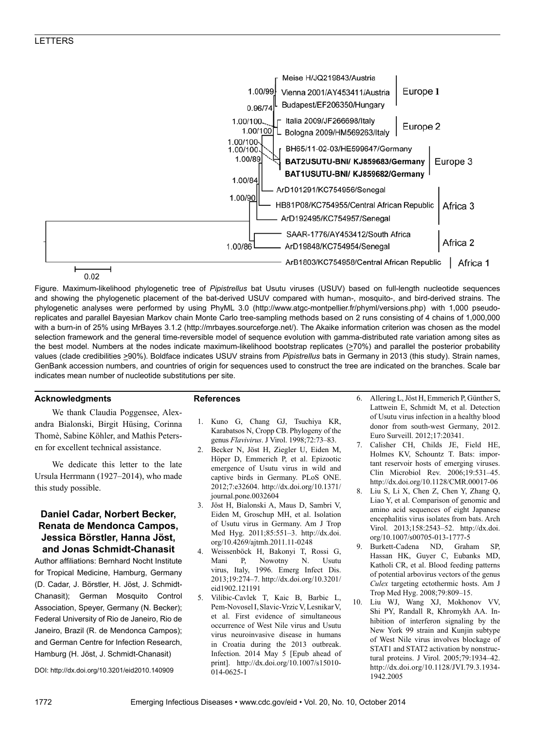Figure. Maximum-likelihood phylogenetic tree of *Pipistrellus* bat Usutu viruses (USUV) based on full-length nucleotide sequences and showing the phylogenetic placement of the bat-derived USUV compared with human-, mosquito-, and bird-derived strains. The phylogenetic analyses were performed by using PhyML 3.0 (http://www.atgc-montpellier.fr/phyml/versions.php) with 1,000 pseudo-replicates and parallel Bayesian Markov chain Monte Carlo tree-sampling methods based on 2 runs consisting of 4 chains of 1,000,000 with a burn-in of 25% using MrBayes 3.1.2 (http://mrbayes.sourceforge.net/). The Akaike information criterion was chosen as the model selection framework and the general time-reversible model of sequence evolution with gamma-distributed rate variation among sites as the best model. Numbers at the nodes indicate maximum-likelihood bootstrap replicates (≥70%) and parallel the posterior probability values (clade credibilities ≥90%). Boldface indicates USUV strains from *Pipistrellus* bats in Germany in 2013 (this study). Strain names, GenBank accession numbers, and countries of origin for sequences used to construct the tree are indicated on the branches. Scale bar indicates mean number of nucleotide substitutions per site.

## Acknowledgments

We thank Claudia Poggensee, Alexandra Bialonski, Birgit Hüsing, Corinna Thomè, Sabine Köhler, and Mathis Petersen for excellent technical assistance.

We dedicate this letter to the late Ursula Herrmann (1927–2014), who made this study possible.

**Daniel Cadar, Norbert Becker, Renata de Mendonca Campos, Jessica Börstler, Hanna Jöst, and Jonas Schmidt-Chanasit**

Author affiliations: Bernhard Nocht Institute for Tropical Medicine, Hamburg, Germany (D. Cadar, J. Börstler, H. Jöst, J. Schmidt-Chanasit); German Mosquito Control Association, Speyer, Germany (N. Becker); Federal University of Rio de Janeiro, Rio de Janeiro, Brazil (R. de Mendonca Campos); and German Centre for Infection Research, Hamburg (H. Jöst, J. Schmidt-Chanasit)

DOI: http://dx.doi.org/10.3201/eid2010.140909

## References

1. Kuno G, Chang GJ, Tsuchiya KR, Karabatsos N, Cropp CB. Phylogeny of the genus *Flavivirus*. J Virol. 1998;72:73–83.
2. Becker N, Jöst H, Ziegler U, Eiden M, Höper D, Emmerich P, et al. Epizootic emergence of Usutu virus in wild and captive birds in Germany. PLoS ONE. 2012;7:e32604. http://dx.doi.org/10.1371/journal.pone.0032604
3. Jöst H, Bialonski A, Maus D, Sambri V, Eiden M, Groschup MH, et al. Isolation of Usutu virus in Germany. Am J Trop Med Hyg. 2011;85:551–3. http://dx.doi.org/10.4269/ajtmh.2011.11-0248
4. Weissenböck H, Bakonyi T, Rossi G, Mani P, Nowotny N. Usutu virus, Italy, 1996. Emerg Infect Dis. 2013;19:274–7. http://dx.doi.org/10.3201/eid1902.121191
5. Vilibic-Cavlek T, Kaic B, Barbic L, Pem-Novosel I, Slavic-Vrzic V, Lesnikar V, et al. First evidence of simultaneous occurrence of West Nile virus and Usutu virus neuroinvasive disease in humans in Croatia during the 2013 outbreak. Infection. 2014 May 5 [Epub ahead of print]. http://dx.doi.org/10.1007/s15010-014-0625-1
6. Allering L, Jöst H, Emmerich P, Günther S, Lattwein E, Schmidt M, et al. Detection of Usutu virus infection in a healthy blood donor from south-west Germany, 2012. Euro Surveill. 2012;17:20341.
7. Calisher CH, Childs JE, Field HE, Holmes KV, Schountz T. Bats: important reservoir hosts of emerging viruses. Clin Microbiol Rev. 2006;19:531–45. http://dx.doi.org/10.1128/CMR.00017-06
8. Liu S, Li X, Chen Z, Chen Y, Zhang Q, Liao Y, et al. Comparison of genomic and amino acid sequences of eight Japanese encephalitis virus isolates from bats. Arch Virol. 2013;158:2543–52. http://dx.doi.org/10.1007/s00705-013-1777-5
9. Burkett-Cadena ND, Graham SP, Hassan HK, Guyer C, Eubanks MD, Katholi CR, et al. Blood feeding patterns of potential arbovirus vectors of the genus *Culex* targeting ectothermic hosts. Am J Trop Med Hyg. 2008;79:809–15.
10. Liu WJ, Wang XJ, Mokhonov VV, Shi PY, Randall R, Khromykh AA. Inhibition of interferon signaling by the New York 99 strain and Kunjin subtype of West Nile virus involves blockage of STAT1 and STAT2 activation by nonstructural proteins. J Virol. 2005;79:1934–42. http://dx.doi.org/10.1128/JVI.79.3.1934-1942.2005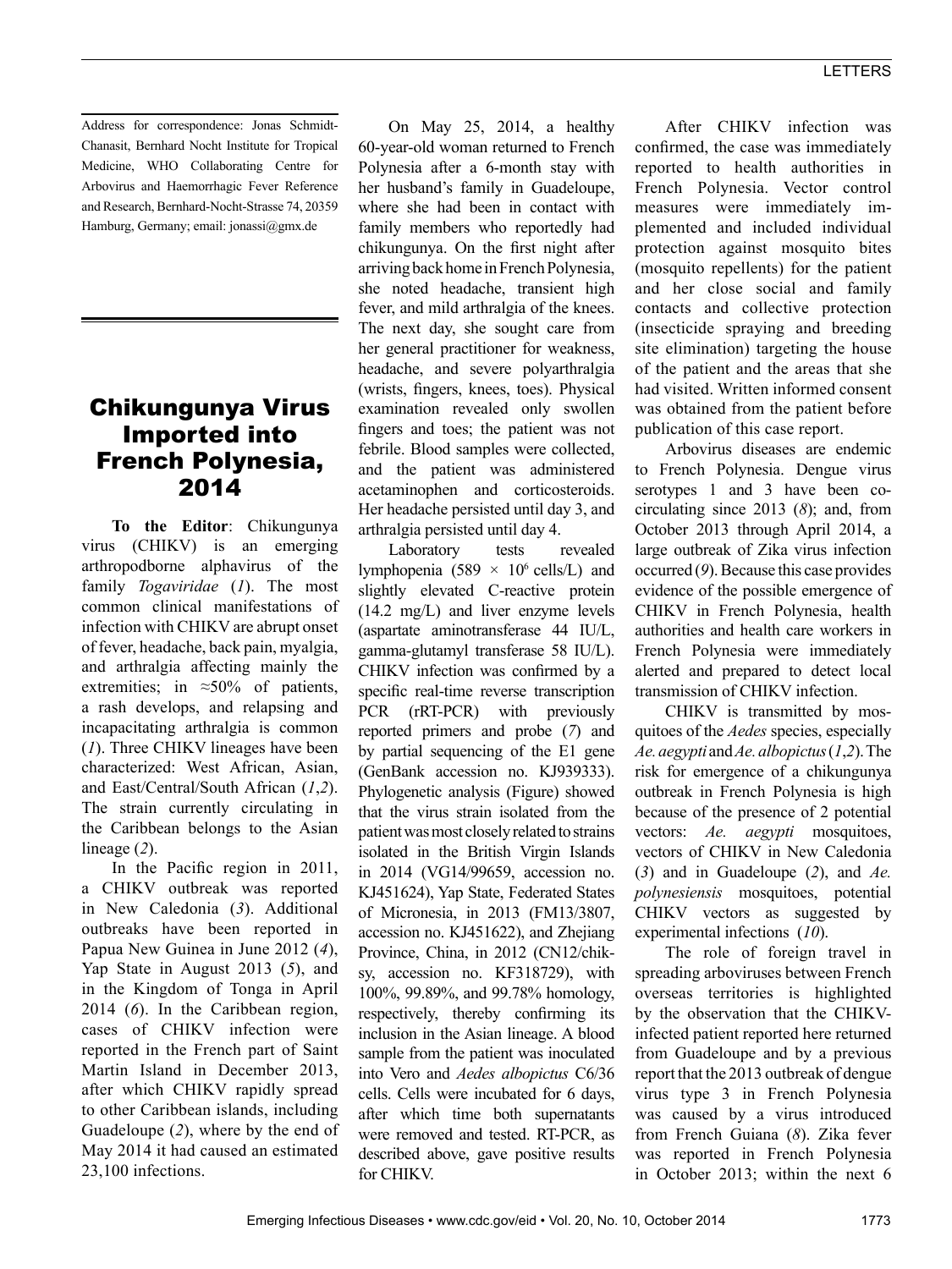Address for correspondence: Jonas Schmidt-Chanasit, Bernhard Nocht Institute for Tropical Medicine, WHO Collaborating Centre for Arbovirus and Haemorrhagic Fever Reference and Research, Bernhard-Nocht-Strasse 74, 20359 Hamburg, Germany; email: jonassi@gmx.de

# Chikungunya Virus Imported into French Polynesia, 2014

**To the Editor**: Chikungunya virus (CHIKV) is an emerging arthropodborne alphavirus of the family *Togaviridae* (*1*). The most common clinical manifestations of infection with CHIKV are abrupt onset of fever, headache, back pain, myalgia, and arthralgia affecting mainly the extremities; in ≈50% of patients, a rash develops, and relapsing and incapacitating arthralgia is common (*1*). Three CHIKV lineages have been characterized: West African, Asian, and East/Central/South African (*1*,*2*). The strain currently circulating in the Caribbean belongs to the Asian lineage (*2*).

In the Pacific region in 2011, a CHIKV outbreak was reported in New Caledonia (*3*). Additional outbreaks have been reported in Papua New Guinea in June 2012 (*4*), Yap State in August 2013 (*5*), and in the Kingdom of Tonga in April 2014 (*6*). In the Caribbean region, cases of CHIKV infection were reported in the French part of Saint Martin Island in December 2013, after which CHIKV rapidly spread to other Caribbean islands, including Guadeloupe (*2*), where by the end of May 2014 it had caused an estimated 23,100 infections.

On May 25, 2014, a healthy 60-year-old woman returned to French Polynesia after a 6-month stay with her husband's family in Guadeloupe, where she had been in contact with family members who reportedly had chikungunya. On the first night after arriving back home in French Polynesia, she noted headache, transient high fever, and mild arthralgia of the knees. The next day, she sought care from her general practitioner for weakness, headache, and severe polyarthralgia (wrists, fingers, knees, toes). Physical examination revealed only swollen fingers and toes; the patient was not febrile. Blood samples were collected, and the patient was administered acetaminophen and corticosteroids. Her headache persisted until day 3, and arthralgia persisted until day 4.

Laboratory tests revealed lymphopenia ($589 \times 10^6$ cells/L) and slightly elevated C-reactive protein (14.2 mg/L) and liver enzyme levels (aspartate aminotransferase 44 IU/L, gamma-glutamyl transferase 58 IU/L). CHIKV infection was confirmed by a specific real-time reverse transcription PCR (rRT-PCR) with previously reported primers and probe (*7*) and by partial sequencing of the E1 gene (GenBank accession no. KJ939333). Phylogenetic analysis (Figure) showed that the virus strain isolated from the patient was most closely related to strains isolated in the British Virgin Islands in 2014 (VG14/99659, accession no. KJ451624), Yap State, Federated States of Micronesia, in 2013 (FM13/3807, accession no. KJ451622), and Zhejiang Province, China, in 2012 (CN12/chik-sy, accession no. KF318729), with 100%, 99.89%, and 99.78% homology, respectively, thereby confirming its inclusion in the Asian lineage. A blood sample from the patient was inoculated into Vero and *Aedes albopictus* C6/36 cells. Cells were incubated for 6 days, after which time both supernatants were removed and tested. RT-PCR, as described above, gave positive results for CHIKV.

After CHIKV infection was confirmed, the case was immediately reported to health authorities in French Polynesia. Vector control measures were immediately implemented and included individual protection against mosquito bites (mosquito repellents) for the patient and her close social and family contacts and collective protection (insecticide spraying and breeding site elimination) targeting the house of the patient and the areas that she had visited. Written informed consent was obtained from the patient before publication of this case report.

Arbovirus diseases are endemic to French Polynesia. Dengue virus serotypes 1 and 3 have been co-circulating since 2013 (*8*); and, from October 2013 through April 2014, a large outbreak of Zika virus infection occurred (*9*). Because this case provides evidence of the possible emergence of CHIKV in French Polynesia, health authorities and health care workers in French Polynesia were immediately alerted and prepared to detect local transmission of CHIKV infection.

CHIKV is transmitted by mosquitoes of the *Aedes* species, especially *Ae. aegypti* and *Ae. albopictus* (*1*,*2*). The risk for emergence of a chikungunya outbreak in French Polynesia is high because of the presence of 2 potential vectors: *Ae. aegypti* mosquitoes, vectors of CHIKV in New Caledonia (*3*) and in Guadeloupe (*2*), and *Ae. polynesiensis* mosquitoes, potential CHIKV vectors as suggested by experimental infections (*10*).

The role of foreign travel in spreading arboviruses between French overseas territories is highlighted by the observation that the CHIKV-infected patient reported here returned from Guadeloupe and by a previous report that the 2013 outbreak of dengue virus type 3 in French Polynesia was caused by a virus introduced from French Guiana (*8*). Zika fever was reported in French Polynesia in October 2013; within the next 6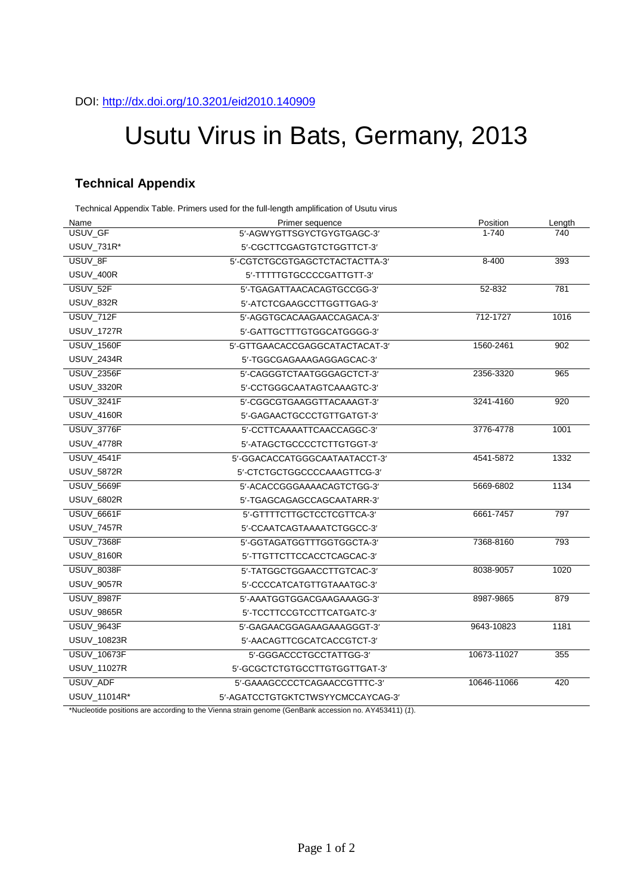DOI: http://dx.doi.org/10.3201/eid2010.140909

# Usutu Virus in Bats, Germany, 2013

## Technical Appendix

Technical Appendix Table. Primers used for the full-length amplification of Usutu virus

| Name | Primer sequence | Position | Length |
|---|---|---|---|
| USUV_GF | 5′-AGWYGTTSGYCTGYGTGAGC-3′ | 1-740 | 740 |
| USUV_731R* | 5′-CGCTTCGAGTGTCTGGTTCT-3′ | | |
| USUV_8F | 5′-CGTCTGCGTGAGCTCTACTACTTA-3′ | 8-400 | 393 |
| USUV_400R | 5′-TTTTTGTGCCCCGATTGTT-3′ | | |
| USUV_52F | 5′-TGAGATTAACACAGTGCCGG-3′ | 52-832 | 781 |
| USUV_832R | 5′-ATCTCGAAGCCTTGGTTGAG-3′ | | |
| USUV_712F | 5′-AGGTGCACAAGAACCAGACA-3′ | 712-1727 | 1016 |
| USUV_1727R | 5′-GATTGCTTTGTGGCATGGGG-3′ | | |
| USUV_1560F | 5′-GTTGAACACCGAGGCATACTACAT-3′ | 1560-2461 | 902 |
| USUV_2434R | 5′-TGGCGAGAAAGAGGAGCAC-3′ | | |
| USUV_2356F | 5′-CAGGGTCTAATGGGAGCTCT-3′ | 2356-3320 | 965 |
| USUV_3320R | 5′-CCTGGGCAATAGTCAAAGTC-3′ | | |
| USUV_3241F | 5′-CGGCGTGAAGGTTACAAAGT-3′ | 3241-4160 | 920 |
| USUV_4160R | 5′-GAGAACTGCCCTGTTGATGT-3′ | | |
| USUV_3776F | 5′-CCTTCAAAATTCAACCAGGC-3′ | 3776-4778 | 1001 |
| USUV_4778R | 5′-ATAGCTGCCCCTCTTGTGGT-3′ | | |
| USUV_4541F | 5′-GGACACCATGGGCAATAATACCT-3′ | 4541-5872 | 1332 |
| USUV_5872R | 5′-CTCTGCTGGCCCCAAAGTTCG-3′ | | |
| USUV_5669F | 5′-ACACCGGGAAAACAGTCTGG-3′ | 5669-6802 | 1134 |
| USUV_6802R | 5′-TGAGCAGAGCCAGCAATARR-3′ | | |
| USUV_6661F | 5′-GTTTTCTTGCTCCTCGTTCA-3′ | 6661-7457 | 797 |
| USUV_7457R | 5′-CCAATCAGTAAAATCTGGCC-3′ | | |
| USUV_7368F | 5′-GGTAGATGGTTTGGTGGCTA-3′ | 7368-8160 | 793 |
| USUV_8160R | 5′-TTGTTCTTCCACCTCAGCAC-3′ | | |
| USUV_8038F | 5′-TATGGCTGGAACCTTGTCAC-3′ | 8038-9057 | 1020 |
| USUV_9057R | 5′-CCCCATCATGTTGTAAATGC-3′ | | |
| USUV_8987F | 5′-AAATGGTGGACGAAGAAAGG-3′ | 8987-9865 | 879 |
| USUV_9865R | 5′-TCCTTCCGTCCTTCATGATC-3′ | | |
| USUV_9643F | 5′-GAGAACGGAGAAGAAAGGGT-3′ | 9643-10823 | 1181 |
| USUV_10823R | 5′-AACAGTTCGCATCACCGTCT-3′ | | |
| USUV_10673F | 5′-GGGACCCTGCCTATTGG-3′ | 10673-11027 | 355 |
| USUV_11027R | 5′-GCGCTCTGTGCCTTGTGGTTGAT-3′ | | |
| USUV_ADF | 5′-GAAAGCCCCTCAGAACCGTTTC-3′ | 10646-11066 | 420 |
| USUV_11014R* | 5′-AGATCCTGTGKTCTWSYYCMCCAYCAG-3′ | | |

*Nucleotide positions are according to the Vienna strain genome (GenBank accession no. AY453411) (*1*).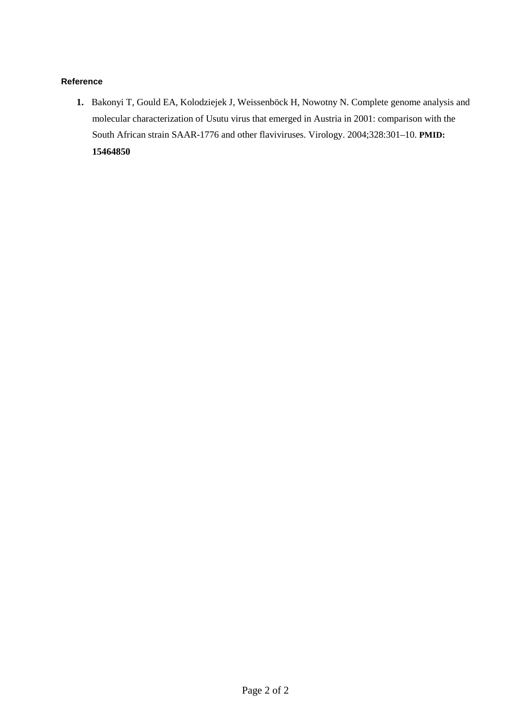### Reference

1. Bakonyi T, Gould EA, Kolodziejek J, Weissenböck H, Nowotny N. Complete genome analysis and molecular characterization of Usutu virus that emerged in Austria in 2001: comparison with the South African strain SAAR-1776 and other flaviviruses. Virology. 2004;328:301–10. **PMID: 15464850**